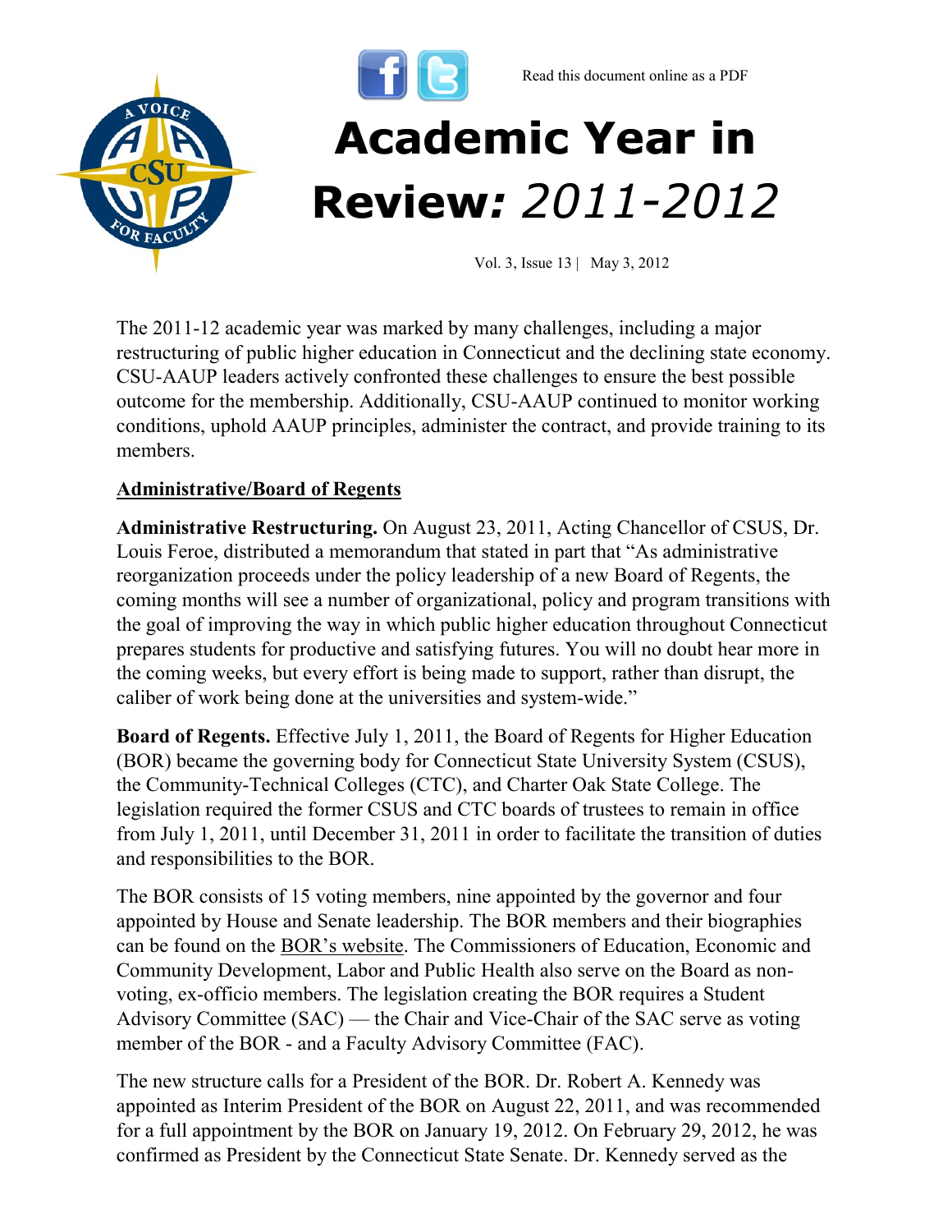Read this document online as a PDF

# Academic Year in Review: *2011-2012*

Vol. 3, Issue 13 | May 3, 2012

The 2011-12 academic year was marked by many challenges, including a major restructuring of public higher education in Connecticut and the declining state economy. CSU-AAUP leaders actively confronted these challenges to ensure the best possible outcome for the membership. Additionally, CSU-AAUP continued to monitor working conditions, uphold AAUP principles, administer the contract, and provide training to its members.

## Administrative/Board of Regents

**Administrative Restructuring.** On August 23, 2011, Acting Chancellor of CSUS, Dr. Louis Feroe, distributed a memorandum that stated in part that "As administrative reorganization proceeds under the policy leadership of a new Board of Regents, the coming months will see a number of organizational, policy and program transitions with the goal of improving the way in which public higher education throughout Connecticut prepares students for productive and satisfying futures. You will no doubt hear more in the coming weeks, but every effort is being made to support, rather than disrupt, the caliber of work being done at the universities and system-wide."

**Board of Regents.** Effective July 1, 2011, the Board of Regents for Higher Education (BOR) became the governing body for Connecticut State University System (CSUS), the Community-Technical Colleges (CTC), and Charter Oak State College. The legislation required the former CSUS and CTC boards of trustees to remain in office from July 1, 2011, until December 31, 2011 in order to facilitate the transition of duties and responsibilities to the BOR.

The BOR consists of 15 voting members, nine appointed by the governor and four appointed by House and Senate leadership. The BOR members and their biographies can be found on the BOR's website. The Commissioners of Education, Economic and Community Development, Labor and Public Health also serve on the Board as non-voting, ex-officio members. The legislation creating the BOR requires a Student Advisory Committee (SAC) — the Chair and Vice-Chair of the SAC serve as voting member of the BOR - and a Faculty Advisory Committee (FAC).

The new structure calls for a President of the BOR. Dr. Robert A. Kennedy was appointed as Interim President of the BOR on August 22, 2011, and was recommended for a full appointment by the BOR on January 19, 2012. On February 29, 2012, he was confirmed as President by the Connecticut State Senate. Dr. Kennedy served as the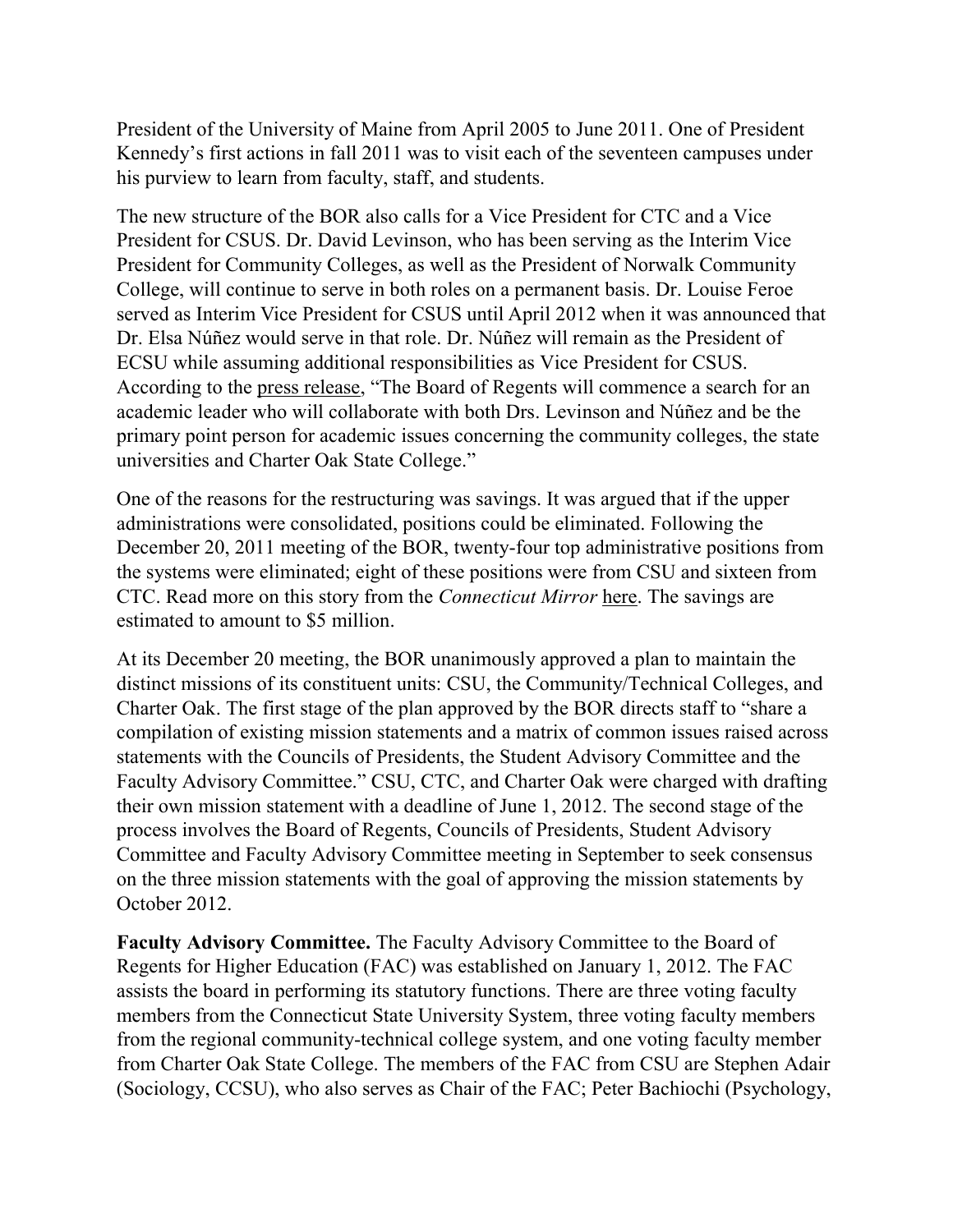President of the University of Maine from April 2005 to June 2011. One of President Kennedy's first actions in fall 2011 was to visit each of the seventeen campuses under his purview to learn from faculty, staff, and students.

The new structure of the BOR also calls for a Vice President for CTC and a Vice President for CSUS. Dr. David Levinson, who has been serving as the Interim Vice President for Community Colleges, as well as the President of Norwalk Community College, will continue to serve in both roles on a permanent basis. Dr. Louise Feroe served as Interim Vice President for CSUS until April 2012 when it was announced that Dr. Elsa Núñez would serve in that role. Dr. Núñez will remain as the President of ECSU while assuming additional responsibilities as Vice President for CSUS. According to the press release, "The Board of Regents will commence a search for an academic leader who will collaborate with both Drs. Levinson and Núñez and be the primary point person for academic issues concerning the community colleges, the state universities and Charter Oak State College."

One of the reasons for the restructuring was savings. It was argued that if the upper administrations were consolidated, positions could be eliminated. Following the December 20, 2011 meeting of the BOR, twenty-four top administrative positions from the systems were eliminated; eight of these positions were from CSU and sixteen from CTC. Read more on this story from the *Connecticut Mirror* here. The savings are estimated to amount to $5 million.

At its December 20 meeting, the BOR unanimously approved a plan to maintain the distinct missions of its constituent units: CSU, the Community/Technical Colleges, and Charter Oak. The first stage of the plan approved by the BOR directs staff to "share a compilation of existing mission statements and a matrix of common issues raised across statements with the Councils of Presidents, the Student Advisory Committee and the Faculty Advisory Committee." CSU, CTC, and Charter Oak were charged with drafting their own mission statement with a deadline of June 1, 2012. The second stage of the process involves the Board of Regents, Councils of Presidents, Student Advisory Committee and Faculty Advisory Committee meeting in September to seek consensus on the three mission statements with the goal of approving the mission statements by October 2012.

**Faculty Advisory Committee.** The Faculty Advisory Committee to the Board of Regents for Higher Education (FAC) was established on January 1, 2012. The FAC assists the board in performing its statutory functions. There are three voting faculty members from the Connecticut State University System, three voting faculty members from the regional community-technical college system, and one voting faculty member from Charter Oak State College. The members of the FAC from CSU are Stephen Adair (Sociology, CCSU), who also serves as Chair of the FAC; Peter Bachiochi (Psychology,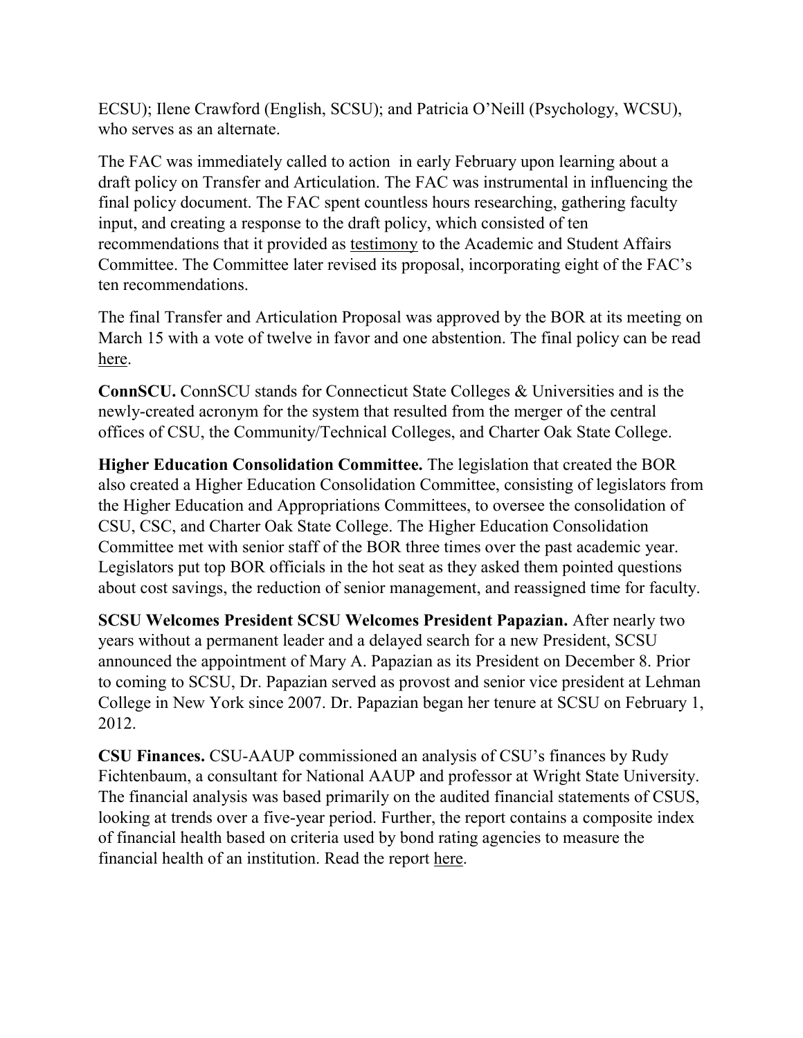ECSU); Ilene Crawford (English, SCSU); and Patricia O'Neill (Psychology, WCSU), who serves as an alternate.

The FAC was immediately called to action in early February upon learning about a draft policy on Transfer and Articulation. The FAC was instrumental in influencing the final policy document. The FAC spent countless hours researching, gathering faculty input, and creating a response to the draft policy, which consisted of ten recommendations that it provided as testimony to the Academic and Student Affairs Committee. The Committee later revised its proposal, incorporating eight of the FAC's ten recommendations.

The final Transfer and Articulation Proposal was approved by the BOR at its meeting on March 15 with a vote of twelve in favor and one abstention. The final policy can be read here.

**ConnSCU.** ConnSCU stands for Connecticut State Colleges & Universities and is the newly-created acronym for the system that resulted from the merger of the central offices of CSU, the Community/Technical Colleges, and Charter Oak State College.

**Higher Education Consolidation Committee.** The legislation that created the BOR also created a Higher Education Consolidation Committee, consisting of legislators from the Higher Education and Appropriations Committees, to oversee the consolidation of CSU, CSC, and Charter Oak State College. The Higher Education Consolidation Committee met with senior staff of the BOR three times over the past academic year. Legislators put top BOR officials in the hot seat as they asked them pointed questions about cost savings, the reduction of senior management, and reassigned time for faculty.

**SCSU Welcomes President SCSU Welcomes President Papazian.** After nearly two years without a permanent leader and a delayed search for a new President, SCSU announced the appointment of Mary A. Papazian as its President on December 8. Prior to coming to SCSU, Dr. Papazian served as provost and senior vice president at Lehman College in New York since 2007. Dr. Papazian began her tenure at SCSU on February 1, 2012.

**CSU Finances.** CSU-AAUP commissioned an analysis of CSU's finances by Rudy Fichtenbaum, a consultant for National AAUP and professor at Wright State University. The financial analysis was based primarily on the audited financial statements of CSUS, looking at trends over a five-year period. Further, the report contains a composite index of financial health based on criteria used by bond rating agencies to measure the financial health of an institution. Read the report here.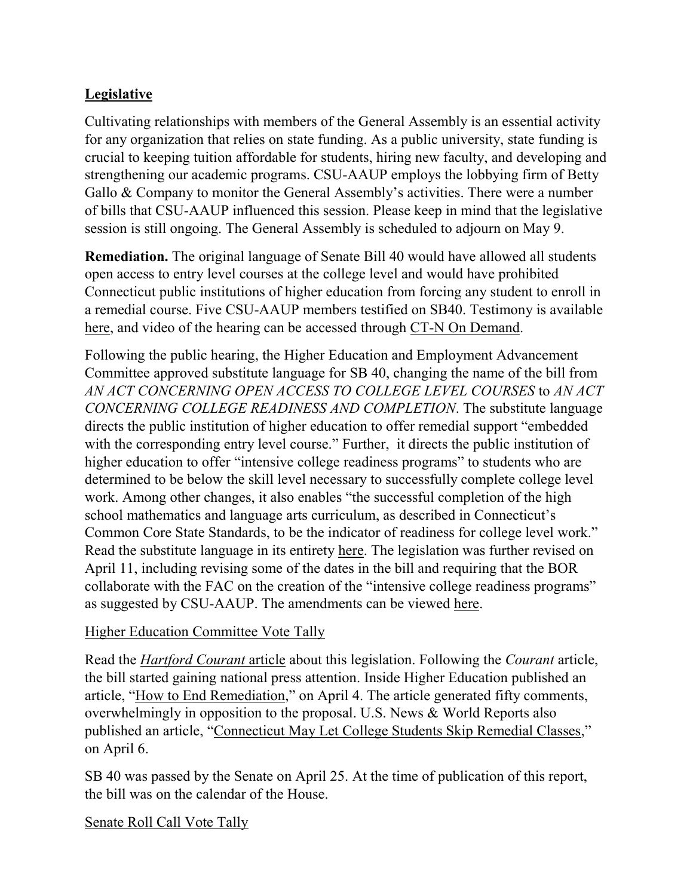## Legislative

Cultivating relationships with members of the General Assembly is an essential activity for any organization that relies on state funding. As a public university, state funding is crucial to keeping tuition affordable for students, hiring new faculty, and developing and strengthening our academic programs. CSU-AAUP employs the lobbying firm of Betty Gallo & Company to monitor the General Assembly's activities. There were a number of bills that CSU-AAUP influenced this session. Please keep in mind that the legislative session is still ongoing. The General Assembly is scheduled to adjourn on May 9.

**Remediation.** The original language of Senate Bill 40 would have allowed all students open access to entry level courses at the college level and would have prohibited Connecticut public institutions of higher education from forcing any student to enroll in a remedial course. Five CSU-AAUP members testified on SB40. Testimony is available here, and video of the hearing can be accessed through CT-N On Demand.

Following the public hearing, the Higher Education and Employment Advancement Committee approved substitute language for SB 40, changing the name of the bill from *AN ACT CONCERNING OPEN ACCESS TO COLLEGE LEVEL COURSES* to *AN ACT CONCERNING COLLEGE READINESS AND COMPLETION*. The substitute language directs the public institution of higher education to offer remedial support "embedded with the corresponding entry level course." Further, it directs the public institution of higher education to offer "intensive college readiness programs" to students who are determined to be below the skill level necessary to successfully complete college level work. Among other changes, it also enables "the successful completion of the high school mathematics and language arts curriculum, as described in Connecticut's Common Core State Standards, to be the indicator of readiness for college level work." Read the substitute language in its entirety here. The legislation was further revised on April 11, including revising some of the dates in the bill and requiring that the BOR collaborate with the FAC on the creation of the "intensive college readiness programs" as suggested by CSU-AAUP. The amendments can be viewed here.

Higher Education Committee Vote Tally

Read the *Hartford Courant* article about this legislation. Following the *Courant* article, the bill started gaining national press attention. Inside Higher Education published an article, "How to End Remediation," on April 4. The article generated fifty comments, overwhelmingly in opposition to the proposal. U.S. News & World Reports also published an article, "Connecticut May Let College Students Skip Remedial Classes," on April 6.

SB 40 was passed by the Senate on April 25. At the time of publication of this report, the bill was on the calendar of the House.

Senate Roll Call Vote Tally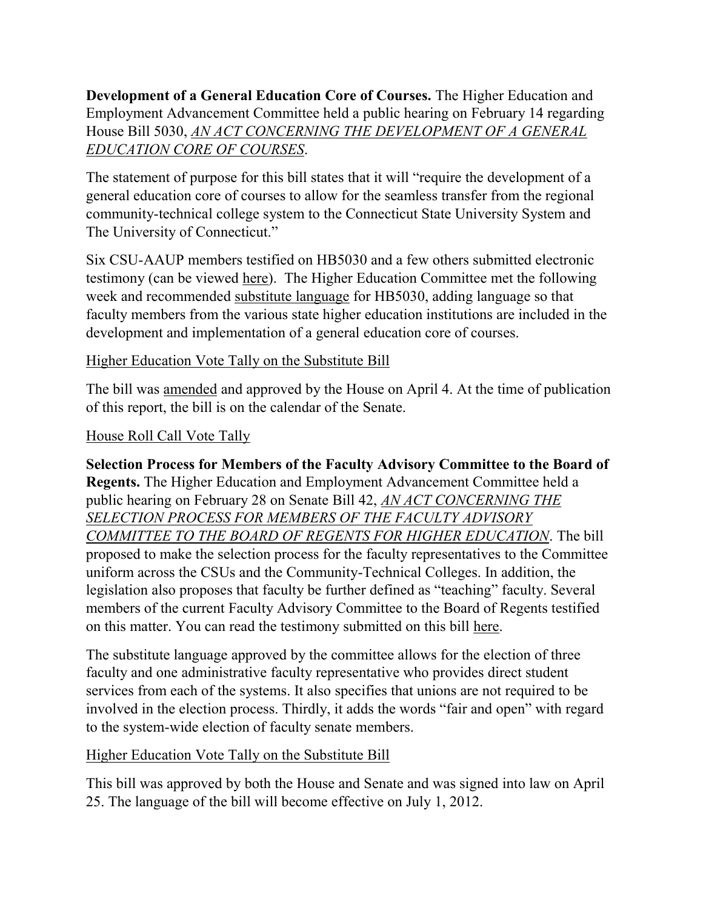**Development of a General Education Core of Courses.** The Higher Education and Employment Advancement Committee held a public hearing on February 14 regarding House Bill 5030, *AN ACT CONCERNING THE DEVELOPMENT OF A GENERAL EDUCATION CORE OF COURSES*.

The statement of purpose for this bill states that it will "require the development of a general education core of courses to allow for the seamless transfer from the regional community-technical college system to the Connecticut State University System and The University of Connecticut."

Six CSU-AAUP members testified on HB5030 and a few others submitted electronic testimony (can be viewed here). The Higher Education Committee met the following week and recommended substitute language for HB5030, adding language so that faculty members from the various state higher education institutions are included in the development and implementation of a general education core of courses.

Higher Education Vote Tally on the Substitute Bill

The bill was amended and approved by the House on April 4. At the time of publication of this report, the bill is on the calendar of the Senate.

House Roll Call Vote Tally

**Selection Process for Members of the Faculty Advisory Committee to the Board of Regents.** The Higher Education and Employment Advancement Committee held a public hearing on February 28 on Senate Bill 42, *AN ACT CONCERNING THE SELECTION PROCESS FOR MEMBERS OF THE FACULTY ADVISORY COMMITTEE TO THE BOARD OF REGENTS FOR HIGHER EDUCATION*. The bill proposed to make the selection process for the faculty representatives to the Committee uniform across the CSUs and the Community-Technical Colleges. In addition, the legislation also proposes that faculty be further defined as "teaching" faculty. Several members of the current Faculty Advisory Committee to the Board of Regents testified on this matter. You can read the testimony submitted on this bill here.

The substitute language approved by the committee allows for the election of three faculty and one administrative faculty representative who provides direct student services from each of the systems. It also specifies that unions are not required to be involved in the election process. Thirdly, it adds the words "fair and open" with regard to the system-wide election of faculty senate members.

Higher Education Vote Tally on the Substitute Bill

This bill was approved by both the House and Senate and was signed into law on April 25. The language of the bill will become effective on July 1, 2012.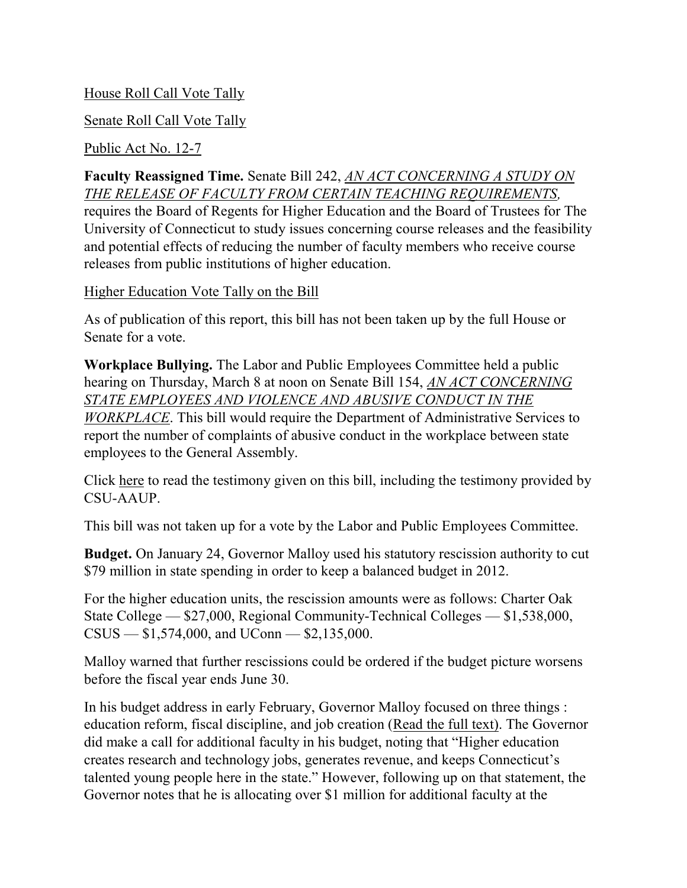House Roll Call Vote Tally

Senate Roll Call Vote Tally

Public Act No. 12-7

**Faculty Reassigned Time.** Senate Bill 242, *AN ACT CONCERNING A STUDY ON THE RELEASE OF FACULTY FROM CERTAIN TEACHING REQUIREMENTS,* requires the Board of Regents for Higher Education and the Board of Trustees for The University of Connecticut to study issues concerning course releases and the feasibility and potential effects of reducing the number of faculty members who receive course releases from public institutions of higher education.

Higher Education Vote Tally on the Bill

As of publication of this report, this bill has not been taken up by the full House or Senate for a vote.

**Workplace Bullying.** The Labor and Public Employees Committee held a public hearing on Thursday, March 8 at noon on Senate Bill 154, *AN ACT CONCERNING STATE EMPLOYEES AND VIOLENCE AND ABUSIVE CONDUCT IN THE WORKPLACE*. This bill would require the Department of Administrative Services to report the number of complaints of abusive conduct in the workplace between state employees to the General Assembly.

Click here to read the testimony given on this bill, including the testimony provided by CSU-AAUP.

This bill was not taken up for a vote by the Labor and Public Employees Committee.

**Budget.** On January 24, Governor Malloy used his statutory rescission authority to cut $79 million in state spending in order to keep a balanced budget in 2012.

For the higher education units, the rescission amounts were as follows: Charter Oak State College — $27,000, Regional Community-Technical Colleges — $1,538,000, CSUS — $1,574,000, and UConn — $2,135,000.

Malloy warned that further rescissions could be ordered if the budget picture worsens before the fiscal year ends June 30.

In his budget address in early February, Governor Malloy focused on three things : education reform, fiscal discipline, and job creation (Read the full text). The Governor did make a call for additional faculty in his budget, noting that "Higher education creates research and technology jobs, generates revenue, and keeps Connecticut's talented young people here in the state." However, following up on that statement, the Governor notes that he is allocating over $1 million for additional faculty at the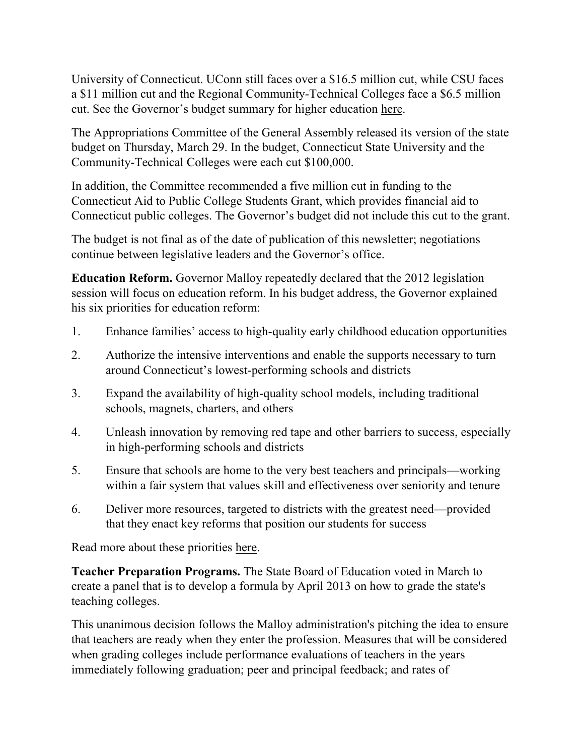University of Connecticut. UConn still faces over a $16.5 million cut, while CSU faces a $11 million cut and the Regional Community-Technical Colleges face a $6.5 million cut. See the Governor's budget summary for higher education here.

The Appropriations Committee of the General Assembly released its version of the state budget on Thursday, March 29. In the budget, Connecticut State University and the Community-Technical Colleges were each cut $100,000.

In addition, the Committee recommended a five million cut in funding to the Connecticut Aid to Public College Students Grant, which provides financial aid to Connecticut public colleges. The Governor's budget did not include this cut to the grant.

The budget is not final as of the date of publication of this newsletter; negotiations continue between legislative leaders and the Governor's office.

**Education Reform.** Governor Malloy repeatedly declared that the 2012 legislation session will focus on education reform. In his budget address, the Governor explained his six priorities for education reform:

1. Enhance families' access to high-quality early childhood education opportunities
2. Authorize the intensive interventions and enable the supports necessary to turn around Connecticut's lowest-performing schools and districts
3. Expand the availability of high-quality school models, including traditional schools, magnets, charters, and others
4. Unleash innovation by removing red tape and other barriers to success, especially in high-performing schools and districts
5. Ensure that schools are home to the very best teachers and principals—working within a fair system that values skill and effectiveness over seniority and tenure
6. Deliver more resources, targeted to districts with the greatest need—provided that they enact key reforms that position our students for success

Read more about these priorities here.

**Teacher Preparation Programs.** The State Board of Education voted in March to create a panel that is to develop a formula by April 2013 on how to grade the state's teaching colleges.

This unanimous decision follows the Malloy administration's pitching the idea to ensure that teachers are ready when they enter the profession. Measures that will be considered when grading colleges include performance evaluations of teachers in the years immediately following graduation; peer and principal feedback; and rates of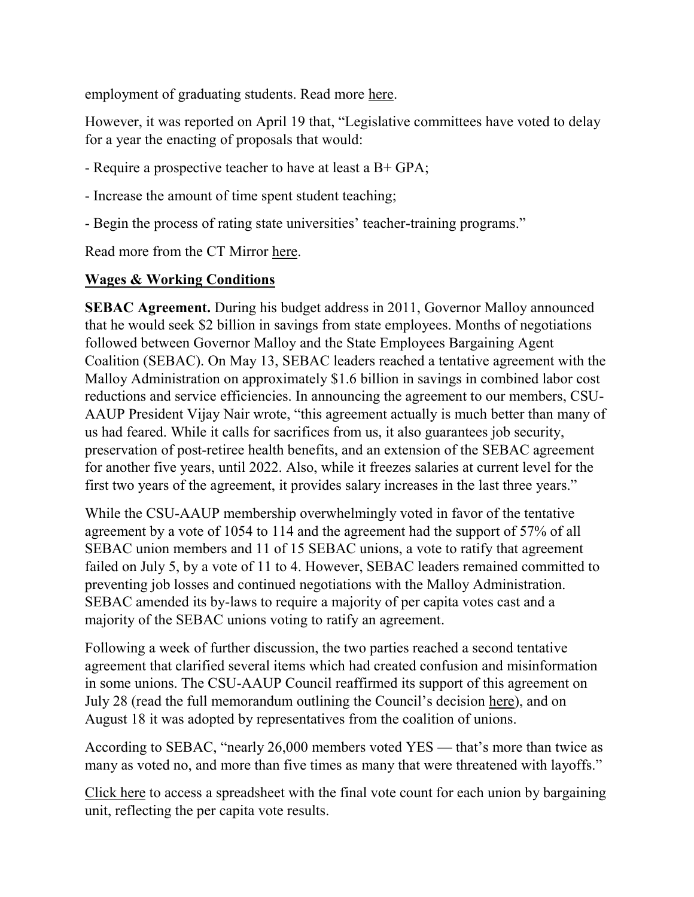employment of graduating students. Read more here.

However, it was reported on April 19 that, "Legislative committees have voted to delay for a year the enacting of proposals that would:

- Require a prospective teacher to have at least a B+ GPA;

- Increase the amount of time spent student teaching;

- Begin the process of rating state universities' teacher-training programs."

Read more from the CT Mirror here.

**Wages & Working Conditions**

**SEBAC Agreement.** During his budget address in 2011, Governor Malloy announced that he would seek $2 billion in savings from state employees. Months of negotiations followed between Governor Malloy and the State Employees Bargaining Agent Coalition (SEBAC). On May 13, SEBAC leaders reached a tentative agreement with the Malloy Administration on approximately $1.6 billion in savings in combined labor cost reductions and service efficiencies. In announcing the agreement to our members, CSU-AAUP President Vijay Nair wrote, "this agreement actually is much better than many of us had feared. While it calls for sacrifices from us, it also guarantees job security, preservation of post-retiree health benefits, and an extension of the SEBAC agreement for another five years, until 2022. Also, while it freezes salaries at current level for the first two years of the agreement, it provides salary increases in the last three years."

While the CSU-AAUP membership overwhelmingly voted in favor of the tentative agreement by a vote of 1054 to 114 and the agreement had the support of 57% of all SEBAC union members and 11 of 15 SEBAC unions, a vote to ratify that agreement failed on July 5, by a vote of 11 to 4. However, SEBAC leaders remained committed to preventing job losses and continued negotiations with the Malloy Administration. SEBAC amended its by-laws to require a majority of per capita votes cast and a majority of the SEBAC unions voting to ratify an agreement.

Following a week of further discussion, the two parties reached a second tentative agreement that clarified several items which had created confusion and misinformation in some unions. The CSU-AAUP Council reaffirmed its support of this agreement on July 28 (read the full memorandum outlining the Council's decision here), and on August 18 it was adopted by representatives from the coalition of unions.

According to SEBAC, "nearly 26,000 members voted YES — that's more than twice as many as voted no, and more than five times as many that were threatened with layoffs."

Click here to access a spreadsheet with the final vote count for each union by bargaining unit, reflecting the per capita vote results.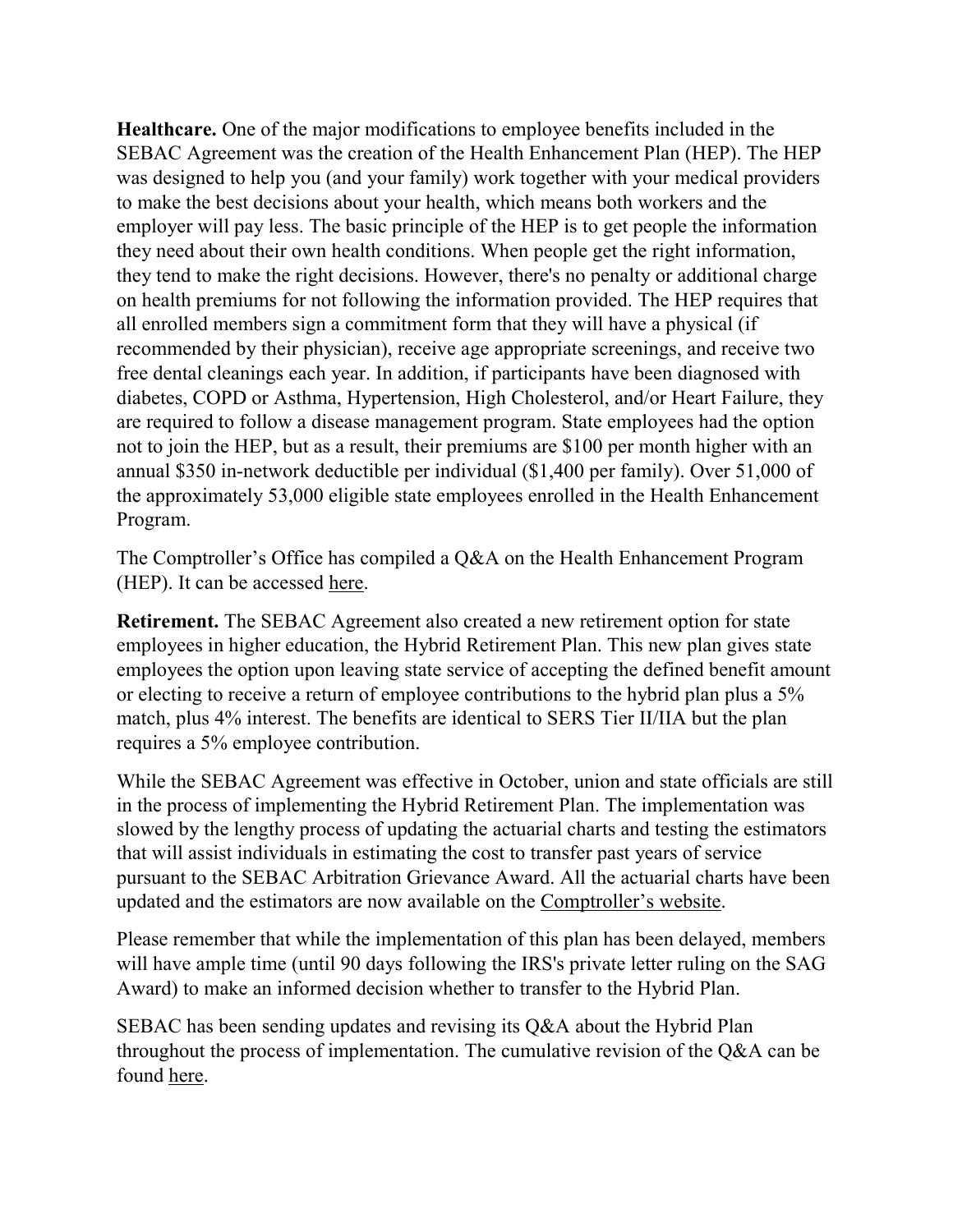**Healthcare.** One of the major modifications to employee benefits included in the SEBAC Agreement was the creation of the Health Enhancement Plan (HEP). The HEP was designed to help you (and your family) work together with your medical providers to make the best decisions about your health, which means both workers and the employer will pay less. The basic principle of the HEP is to get people the information they need about their own health conditions. When people get the right information, they tend to make the right decisions. However, there's no penalty or additional charge on health premiums for not following the information provided. The HEP requires that all enrolled members sign a commitment form that they will have a physical (if recommended by their physician), receive age appropriate screenings, and receive two free dental cleanings each year. In addition, if participants have been diagnosed with diabetes, COPD or Asthma, Hypertension, High Cholesterol, and/or Heart Failure, they are required to follow a disease management program. State employees had the option not to join the HEP, but as a result, their premiums are $100 per month higher with an annual $350 in-network deductible per individual ($1,400 per family). Over 51,000 of the approximately 53,000 eligible state employees enrolled in the Health Enhancement Program.

The Comptroller's Office has compiled a Q&A on the Health Enhancement Program (HEP). It can be accessed here.

**Retirement.** The SEBAC Agreement also created a new retirement option for state employees in higher education, the Hybrid Retirement Plan. This new plan gives state employees the option upon leaving state service of accepting the defined benefit amount or electing to receive a return of employee contributions to the hybrid plan plus a 5% match, plus 4% interest. The benefits are identical to SERS Tier II/IIA but the plan requires a 5% employee contribution.

While the SEBAC Agreement was effective in October, union and state officials are still in the process of implementing the Hybrid Retirement Plan. The implementation was slowed by the lengthy process of updating the actuarial charts and testing the estimators that will assist individuals in estimating the cost to transfer past years of service pursuant to the SEBAC Arbitration Grievance Award. All the actuarial charts have been updated and the estimators are now available on the Comptroller's website.

Please remember that while the implementation of this plan has been delayed, members will have ample time (until 90 days following the IRS's private letter ruling on the SAG Award) to make an informed decision whether to transfer to the Hybrid Plan.

SEBAC has been sending updates and revising its Q&A about the Hybrid Plan throughout the process of implementation. The cumulative revision of the Q&A can be found here.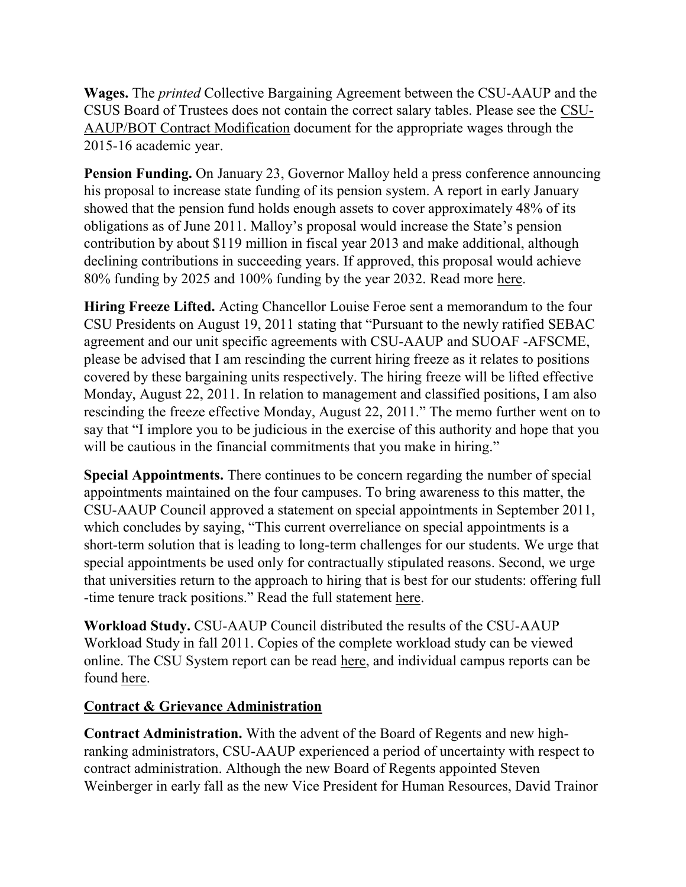**Wages.** The *printed* Collective Bargaining Agreement between the CSU-AAUP and the CSUS Board of Trustees does not contain the correct salary tables. Please see the CSU-AAUP/BOT Contract Modification document for the appropriate wages through the 2015-16 academic year.

**Pension Funding.** On January 23, Governor Malloy held a press conference announcing his proposal to increase state funding of its pension system. A report in early January showed that the pension fund holds enough assets to cover approximately 48% of its obligations as of June 2011. Malloy's proposal would increase the State's pension contribution by about $119 million in fiscal year 2013 and make additional, although declining contributions in succeeding years. If approved, this proposal would achieve 80% funding by 2025 and 100% funding by the year 2032. Read more here.

**Hiring Freeze Lifted.** Acting Chancellor Louise Feroe sent a memorandum to the four CSU Presidents on August 19, 2011 stating that "Pursuant to the newly ratified SEBAC agreement and our unit specific agreements with CSU-AAUP and SUOAF -AFSCME, please be advised that I am rescinding the current hiring freeze as it relates to positions covered by these bargaining units respectively. The hiring freeze will be lifted effective Monday, August 22, 2011. In relation to management and classified positions, I am also rescinding the freeze effective Monday, August 22, 2011." The memo further went on to say that "I implore you to be judicious in the exercise of this authority and hope that you will be cautious in the financial commitments that you make in hiring."

**Special Appointments.** There continues to be concern regarding the number of special appointments maintained on the four campuses. To bring awareness to this matter, the CSU-AAUP Council approved a statement on special appointments in September 2011, which concludes by saying, "This current overreliance on special appointments is a short-term solution that is leading to long-term challenges for our students. We urge that special appointments be used only for contractually stipulated reasons. Second, we urge that universities return to the approach to hiring that is best for our students: offering full -time tenure track positions." Read the full statement here.

**Workload Study.** CSU-AAUP Council distributed the results of the CSU-AAUP Workload Study in fall 2011. Copies of the complete workload study can be viewed online. The CSU System report can be read here, and individual campus reports can be found here.

## Contract & Grievance Administration

**Contract Administration.** With the advent of the Board of Regents and new high-ranking administrators, CSU-AAUP experienced a period of uncertainty with respect to contract administration. Although the new Board of Regents appointed Steven Weinberger in early fall as the new Vice President for Human Resources, David Trainor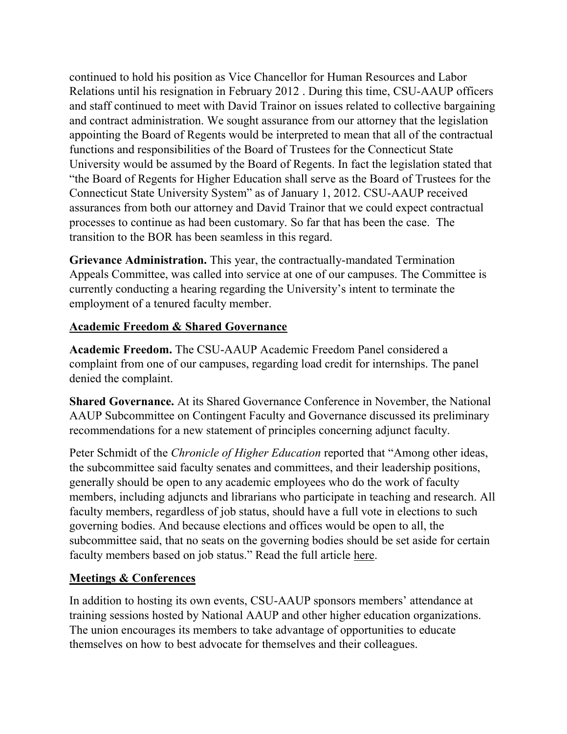continued to hold his position as Vice Chancellor for Human Resources and Labor Relations until his resignation in February 2012 . During this time, CSU-AAUP officers and staff continued to meet with David Trainor on issues related to collective bargaining and contract administration. We sought assurance from our attorney that the legislation appointing the Board of Regents would be interpreted to mean that all of the contractual functions and responsibilities of the Board of Trustees for the Connecticut State University would be assumed by the Board of Regents. In fact the legislation stated that "the Board of Regents for Higher Education shall serve as the Board of Trustees for the Connecticut State University System" as of January 1, 2012. CSU-AAUP received assurances from both our attorney and David Trainor that we could expect contractual processes to continue as had been customary. So far that has been the case. The transition to the BOR has been seamless in this regard.

**Grievance Administration.** This year, the contractually-mandated Termination Appeals Committee, was called into service at one of our campuses. The Committee is currently conducting a hearing regarding the University's intent to terminate the employment of a tenured faculty member.

## Academic Freedom & Shared Governance

**Academic Freedom.** The CSU-AAUP Academic Freedom Panel considered a complaint from one of our campuses, regarding load credit for internships. The panel denied the complaint.

**Shared Governance.** At its Shared Governance Conference in November, the National AAUP Subcommittee on Contingent Faculty and Governance discussed its preliminary recommendations for a new statement of principles concerning adjunct faculty.

Peter Schmidt of the *Chronicle of Higher Education* reported that "Among other ideas, the subcommittee said faculty senates and committees, and their leadership positions, generally should be open to any academic employees who do the work of faculty members, including adjuncts and librarians who participate in teaching and research. All faculty members, regardless of job status, should have a full vote in elections to such governing bodies. And because elections and offices would be open to all, the subcommittee said, that no seats on the governing bodies should be set aside for certain faculty members based on job status." Read the full article here.

## Meetings & Conferences

In addition to hosting its own events, CSU-AAUP sponsors members' attendance at training sessions hosted by National AAUP and other higher education organizations. The union encourages its members to take advantage of opportunities to educate themselves on how to best advocate for themselves and their colleagues.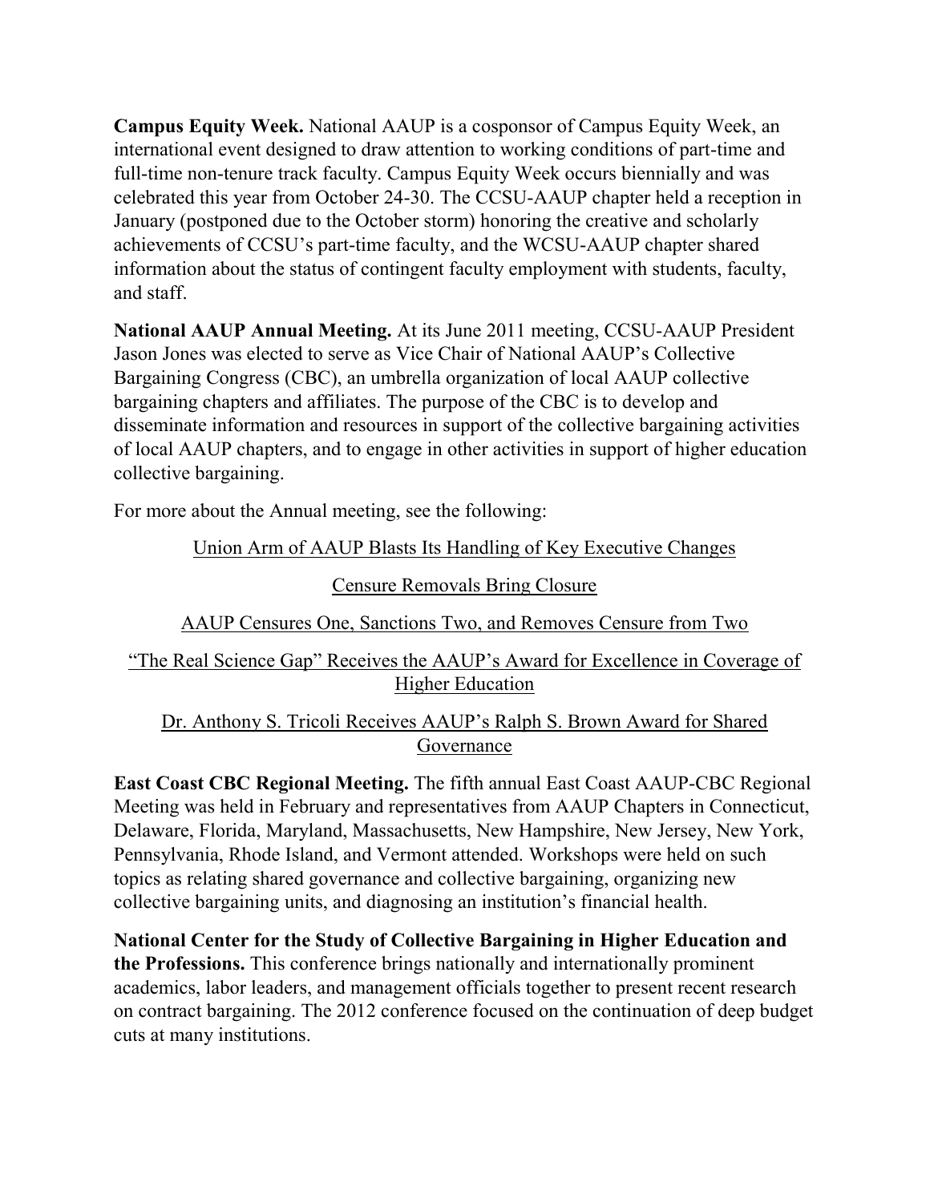**Campus Equity Week.** National AAUP is a cosponsor of Campus Equity Week, an international event designed to draw attention to working conditions of part-time and full-time non-tenure track faculty. Campus Equity Week occurs biennially and was celebrated this year from October 24-30. The CCSU-AAUP chapter held a reception in January (postponed due to the October storm) honoring the creative and scholarly achievements of CCSU's part-time faculty, and the WCSU-AAUP chapter shared information about the status of contingent faculty employment with students, faculty, and staff.

**National AAUP Annual Meeting.** At its June 2011 meeting, CCSU-AAUP President Jason Jones was elected to serve as Vice Chair of National AAUP's Collective Bargaining Congress (CBC), an umbrella organization of local AAUP collective bargaining chapters and affiliates. The purpose of the CBC is to develop and disseminate information and resources in support of the collective bargaining activities of local AAUP chapters, and to engage in other activities in support of higher education collective bargaining.

For more about the Annual meeting, see the following:

Union Arm of AAUP Blasts Its Handling of Key Executive Changes

Censure Removals Bring Closure

AAUP Censures One, Sanctions Two, and Removes Censure from Two

"The Real Science Gap" Receives the AAUP's Award for Excellence in Coverage of Higher Education

Dr. Anthony S. Tricoli Receives AAUP's Ralph S. Brown Award for Shared Governance

**East Coast CBC Regional Meeting.** The fifth annual East Coast AAUP-CBC Regional Meeting was held in February and representatives from AAUP Chapters in Connecticut, Delaware, Florida, Maryland, Massachusetts, New Hampshire, New Jersey, New York, Pennsylvania, Rhode Island, and Vermont attended. Workshops were held on such topics as relating shared governance and collective bargaining, organizing new collective bargaining units, and diagnosing an institution's financial health.

**National Center for the Study of Collective Bargaining in Higher Education and the Professions.** This conference brings nationally and internationally prominent academics, labor leaders, and management officials together to present recent research on contract bargaining. The 2012 conference focused on the continuation of deep budget cuts at many institutions.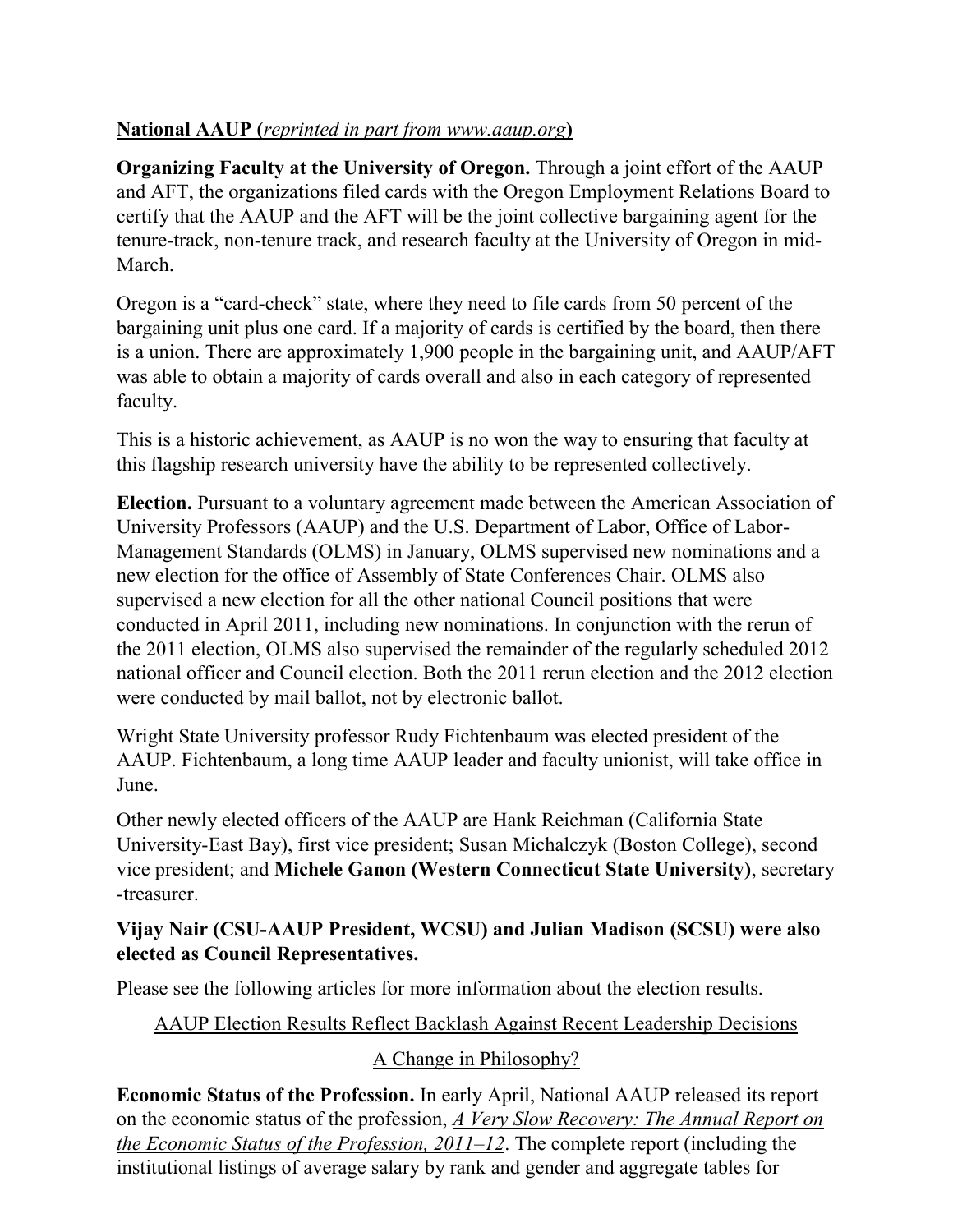**National AAUP (*reprinted in part from www.aaup.org*)**

**Organizing Faculty at the University of Oregon.** Through a joint effort of the AAUP and AFT, the organizations filed cards with the Oregon Employment Relations Board to certify that the AAUP and the AFT will be the joint collective bargaining agent for the tenure-track, non-tenure track, and research faculty at the University of Oregon in mid-March.

Oregon is a "card-check" state, where they need to file cards from 50 percent of the bargaining unit plus one card. If a majority of cards is certified by the board, then there is a union. There are approximately 1,900 people in the bargaining unit, and AAUP/AFT was able to obtain a majority of cards overall and also in each category of represented faculty.

This is a historic achievement, as AAUP is no won the way to ensuring that faculty at this flagship research university have the ability to be represented collectively.

**Election.** Pursuant to a voluntary agreement made between the American Association of University Professors (AAUP) and the U.S. Department of Labor, Office of Labor-Management Standards (OLMS) in January, OLMS supervised new nominations and a new election for the office of Assembly of State Conferences Chair. OLMS also supervised a new election for all the other national Council positions that were conducted in April 2011, including new nominations. In conjunction with the rerun of the 2011 election, OLMS also supervised the remainder of the regularly scheduled 2012 national officer and Council election. Both the 2011 rerun election and the 2012 election were conducted by mail ballot, not by electronic ballot.

Wright State University professor Rudy Fichtenbaum was elected president of the AAUP. Fichtenbaum, a long time AAUP leader and faculty unionist, will take office in June.

Other newly elected officers of the AAUP are Hank Reichman (California State University-East Bay), first vice president; Susan Michalczyk (Boston College), second vice president; and **Michele Ganon (Western Connecticut State University)**, secretary -treasurer.

**Vijay Nair (CSU-AAUP President, WCSU) and Julian Madison (SCSU) were also elected as Council Representatives.**

Please see the following articles for more information about the election results.

AAUP Election Results Reflect Backlash Against Recent Leadership Decisions

A Change in Philosophy?

**Economic Status of the Profession.** In early April, National AAUP released its report on the economic status of the profession, *A Very Slow Recovery: The Annual Report on the Economic Status of the Profession, 2011–12*. The complete report (including the institutional listings of average salary by rank and gender and aggregate tables for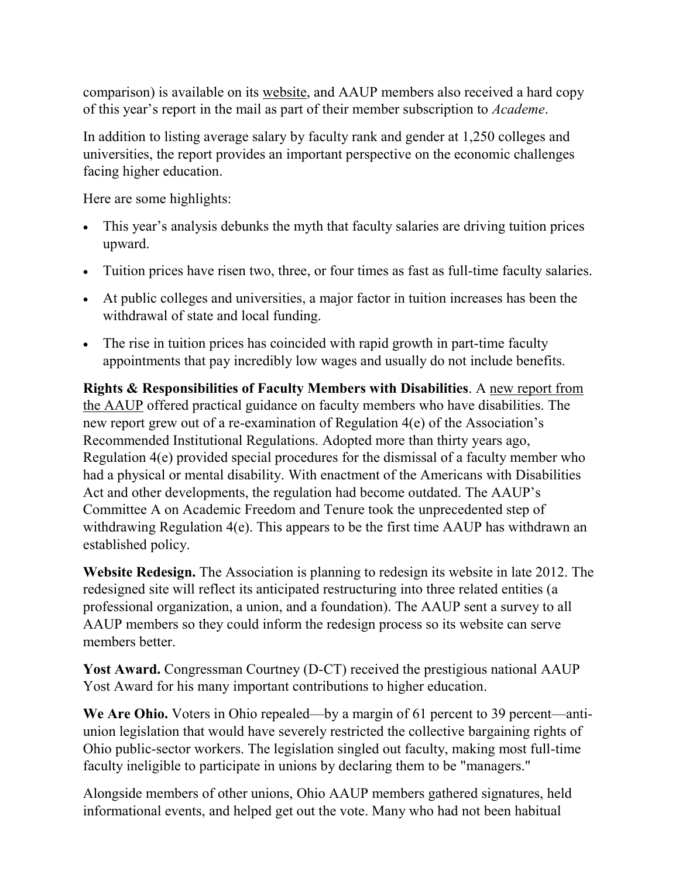comparison) is available on its website, and AAUP members also received a hard copy of this year's report in the mail as part of their member subscription to *Academe*.

In addition to listing average salary by faculty rank and gender at 1,250 colleges and universities, the report provides an important perspective on the economic challenges facing higher education.

Here are some highlights:

- This year's analysis debunks the myth that faculty salaries are driving tuition prices upward.
- Tuition prices have risen two, three, or four times as fast as full-time faculty salaries.
- At public colleges and universities, a major factor in tuition increases has been the withdrawal of state and local funding.
- The rise in tuition prices has coincided with rapid growth in part-time faculty appointments that pay incredibly low wages and usually do not include benefits.

**Rights & Responsibilities of Faculty Members with Disabilities**. A new report from the AAUP offered practical guidance on faculty members who have disabilities. The new report grew out of a re-examination of Regulation 4(e) of the Association's Recommended Institutional Regulations. Adopted more than thirty years ago, Regulation 4(e) provided special procedures for the dismissal of a faculty member who had a physical or mental disability. With enactment of the Americans with Disabilities Act and other developments, the regulation had become outdated. The AAUP's Committee A on Academic Freedom and Tenure took the unprecedented step of withdrawing Regulation 4(e). This appears to be the first time AAUP has withdrawn an established policy.

**Website Redesign.** The Association is planning to redesign its website in late 2012. The redesigned site will reflect its anticipated restructuring into three related entities (a professional organization, a union, and a foundation). The AAUP sent a survey to all AAUP members so they could inform the redesign process so its website can serve members better.

**Yost Award.** Congressman Courtney (D-CT) received the prestigious national AAUP Yost Award for his many important contributions to higher education.

**We Are Ohio.** Voters in Ohio repealed—by a margin of 61 percent to 39 percent—anti-union legislation that would have severely restricted the collective bargaining rights of Ohio public-sector workers. The legislation singled out faculty, making most full-time faculty ineligible to participate in unions by declaring them to be "managers."

Alongside members of other unions, Ohio AAUP members gathered signatures, held informational events, and helped get out the vote. Many who had not been habitual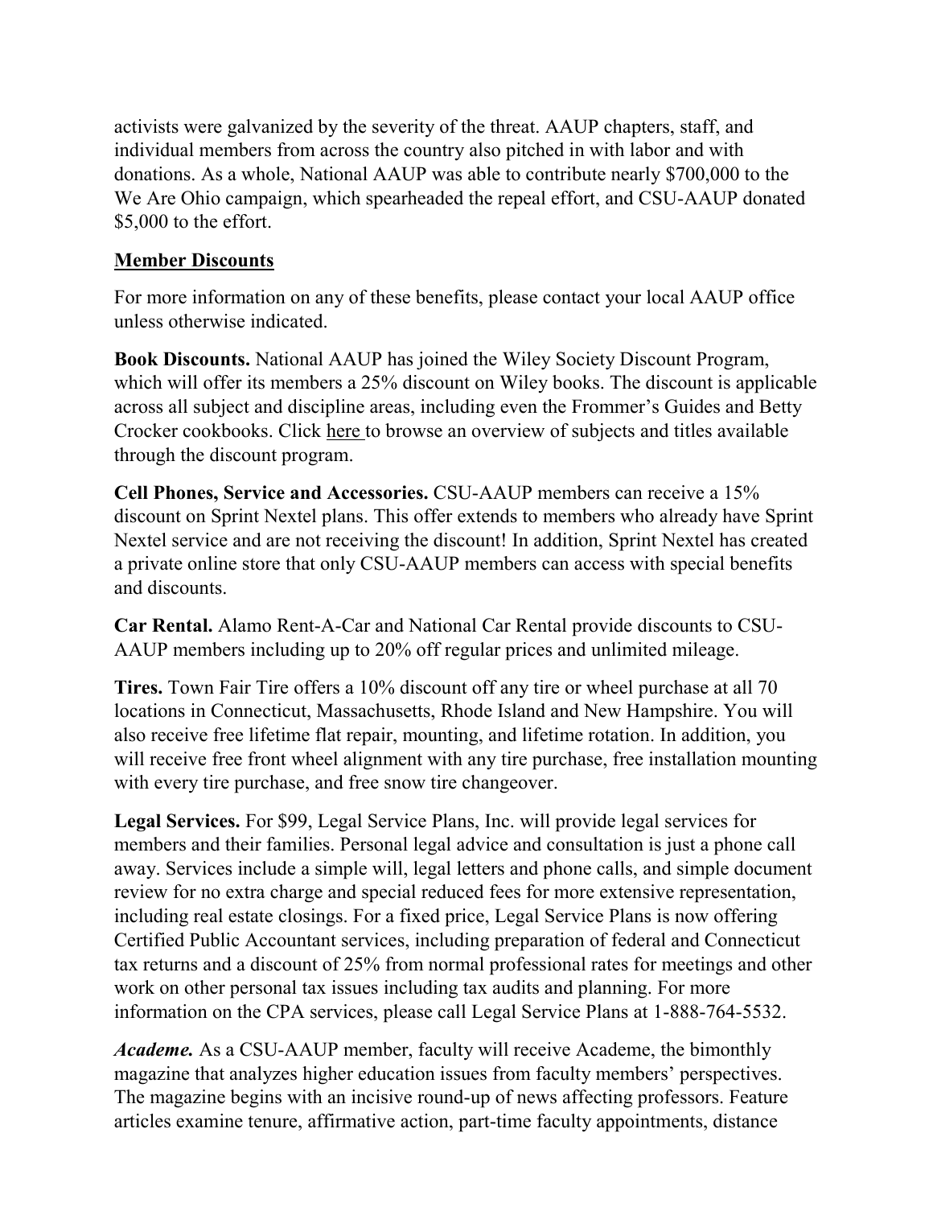activists were galvanized by the severity of the threat. AAUP chapters, staff, and individual members from across the country also pitched in with labor and with donations. As a whole, National AAUP was able to contribute nearly $700,000 to the We Are Ohio campaign, which spearheaded the repeal effort, and CSU-AAUP donated $5,000 to the effort.

## Member Discounts

For more information on any of these benefits, please contact your local AAUP office unless otherwise indicated.

**Book Discounts.** National AAUP has joined the Wiley Society Discount Program, which will offer its members a 25% discount on Wiley books. The discount is applicable across all subject and discipline areas, including even the Frommer's Guides and Betty Crocker cookbooks. Click here to browse an overview of subjects and titles available through the discount program.

**Cell Phones, Service and Accessories.** CSU-AAUP members can receive a 15% discount on Sprint Nextel plans. This offer extends to members who already have Sprint Nextel service and are not receiving the discount! In addition, Sprint Nextel has created a private online store that only CSU-AAUP members can access with special benefits and discounts.

**Car Rental.** Alamo Rent-A-Car and National Car Rental provide discounts to CSU-AAUP members including up to 20% off regular prices and unlimited mileage.

**Tires.** Town Fair Tire offers a 10% discount off any tire or wheel purchase at all 70 locations in Connecticut, Massachusetts, Rhode Island and New Hampshire. You will also receive free lifetime flat repair, mounting, and lifetime rotation. In addition, you will receive free front wheel alignment with any tire purchase, free installation mounting with every tire purchase, and free snow tire changeover.

**Legal Services.** For $99, Legal Service Plans, Inc. will provide legal services for members and their families. Personal legal advice and consultation is just a phone call away. Services include a simple will, legal letters and phone calls, and simple document review for no extra charge and special reduced fees for more extensive representation, including real estate closings. For a fixed price, Legal Service Plans is now offering Certified Public Accountant services, including preparation of federal and Connecticut tax returns and a discount of 25% from normal professional rates for meetings and other work on other personal tax issues including tax audits and planning. For more information on the CPA services, please call Legal Service Plans at 1-888-764-5532.

***Academe.*** As a CSU-AAUP member, faculty will receive Academe, the bimonthly magazine that analyzes higher education issues from faculty members' perspectives. The magazine begins with an incisive round-up of news affecting professors. Feature articles examine tenure, affirmative action, part-time faculty appointments, distance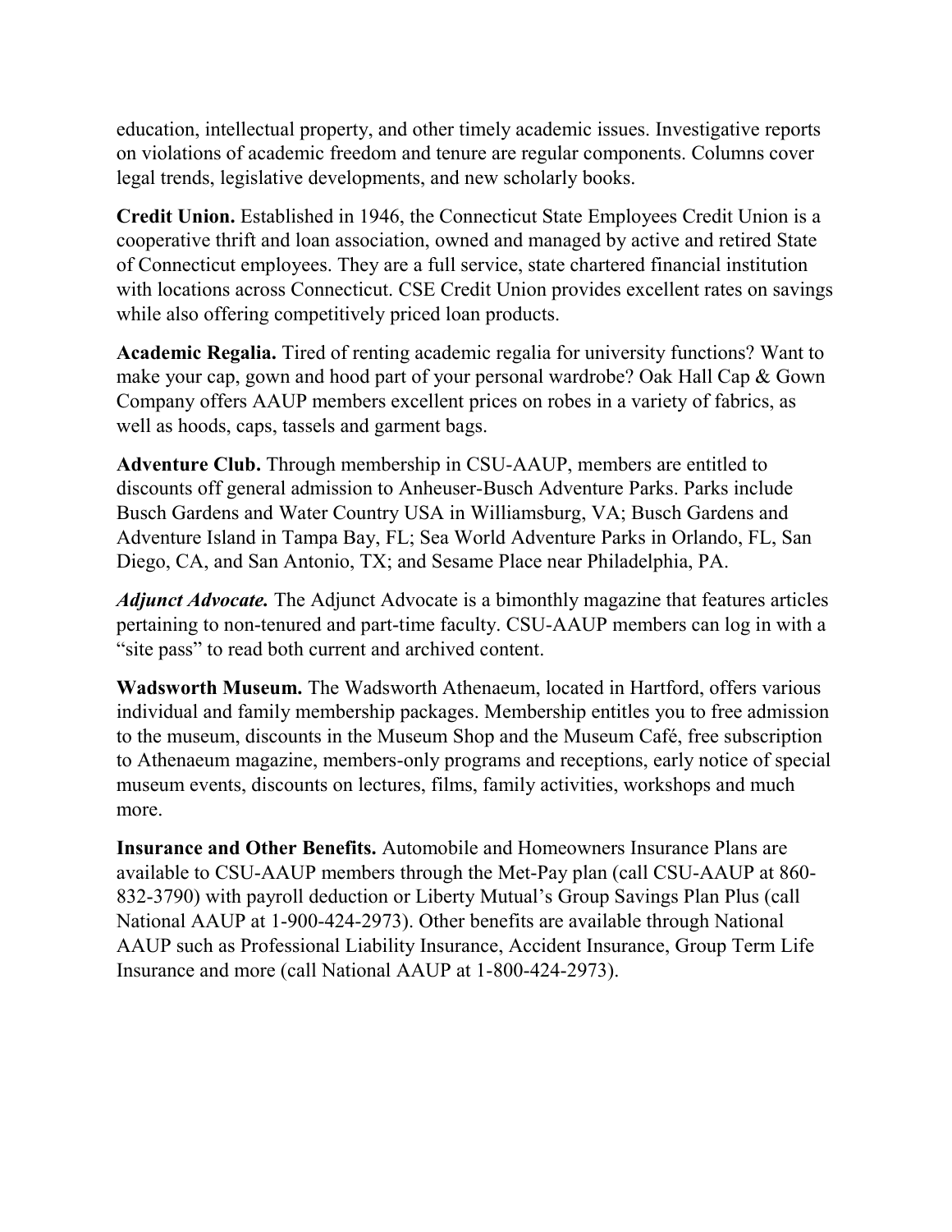education, intellectual property, and other timely academic issues. Investigative reports on violations of academic freedom and tenure are regular components. Columns cover legal trends, legislative developments, and new scholarly books.

**Credit Union.** Established in 1946, the Connecticut State Employees Credit Union is a cooperative thrift and loan association, owned and managed by active and retired State of Connecticut employees. They are a full service, state chartered financial institution with locations across Connecticut. CSE Credit Union provides excellent rates on savings while also offering competitively priced loan products.

**Academic Regalia.** Tired of renting academic regalia for university functions? Want to make your cap, gown and hood part of your personal wardrobe? Oak Hall Cap & Gown Company offers AAUP members excellent prices on robes in a variety of fabrics, as well as hoods, caps, tassels and garment bags.

**Adventure Club.** Through membership in CSU-AAUP, members are entitled to discounts off general admission to Anheuser-Busch Adventure Parks. Parks include Busch Gardens and Water Country USA in Williamsburg, VA; Busch Gardens and Adventure Island in Tampa Bay, FL; Sea World Adventure Parks in Orlando, FL, San Diego, CA, and San Antonio, TX; and Sesame Place near Philadelphia, PA.

***Adjunct Advocate.*** The Adjunct Advocate is a bimonthly magazine that features articles pertaining to non-tenured and part-time faculty. CSU-AAUP members can log in with a "site pass" to read both current and archived content.

**Wadsworth Museum.** The Wadsworth Athenaeum, located in Hartford, offers various individual and family membership packages. Membership entitles you to free admission to the museum, discounts in the Museum Shop and the Museum Café, free subscription to Athenaeum magazine, members-only programs and receptions, early notice of special museum events, discounts on lectures, films, family activities, workshops and much more.

**Insurance and Other Benefits.** Automobile and Homeowners Insurance Plans are available to CSU-AAUP members through the Met-Pay plan (call CSU-AAUP at 860-832-3790) with payroll deduction or Liberty Mutual's Group Savings Plan Plus (call National AAUP at 1-900-424-2973). Other benefits are available through National AAUP such as Professional Liability Insurance, Accident Insurance, Group Term Life Insurance and more (call National AAUP at 1-800-424-2973).